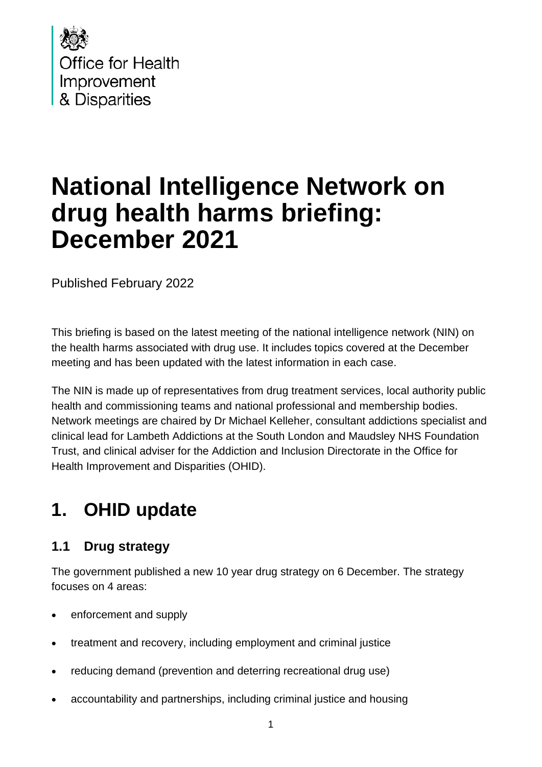Office for Health Improvement & Disparities

# National Intelligence Network on drug health harms briefing: December 2021

Published February 2022

This briefing is based on the latest meeting of the national intelligence network (NIN) on the health harms associated with drug use. It includes topics covered at the December meeting and has been updated with the latest information in each case.

The NIN is made up of representatives from drug treatment services, local authority public health and commissioning teams and national professional and membership bodies. Network meetings are chaired by Dr Michael Kelleher, consultant addictions specialist and clinical lead for Lambeth Addictions at the South London and Maudsley NHS Foundation Trust, and clinical adviser for the Addiction and Inclusion Directorate in the Office for Health Improvement and Disparities (OHID).

## 1. OHID update

### 1.1 Drug strategy

The government published a new 10 year drug strategy on 6 December. The strategy focuses on 4 areas:

- enforcement and supply
- treatment and recovery, including employment and criminal justice
- reducing demand (prevention and deterring recreational drug use)
- accountability and partnerships, including criminal justice and housing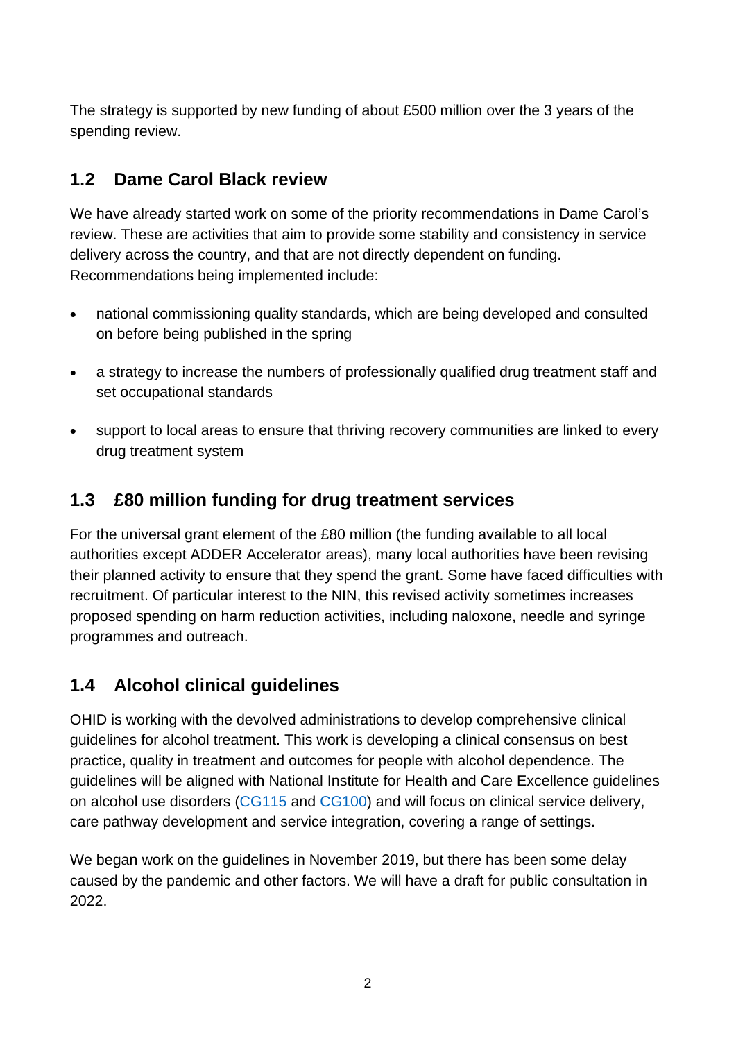The strategy is supported by new funding of about £500 million over the 3 years of the spending review.

## 1.2 Dame Carol Black review

We have already started work on some of the priority recommendations in Dame Carol's review. These are activities that aim to provide some stability and consistency in service delivery across the country, and that are not directly dependent on funding. Recommendations being implemented include:

- national commissioning quality standards, which are being developed and consulted on before being published in the spring
- a strategy to increase the numbers of professionally qualified drug treatment staff and set occupational standards
- support to local areas to ensure that thriving recovery communities are linked to every drug treatment system

## 1.3 £80 million funding for drug treatment services

For the universal grant element of the £80 million (the funding available to all local authorities except ADDER Accelerator areas), many local authorities have been revising their planned activity to ensure that they spend the grant. Some have faced difficulties with recruitment. Of particular interest to the NIN, this revised activity sometimes increases proposed spending on harm reduction activities, including naloxone, needle and syringe programmes and outreach.

## 1.4 Alcohol clinical guidelines

OHID is working with the devolved administrations to develop comprehensive clinical guidelines for alcohol treatment. This work is developing a clinical consensus on best practice, quality in treatment and outcomes for people with alcohol dependence. The guidelines will be aligned with National Institute for Health and Care Excellence guidelines on alcohol use disorders (CG115 and CG100) and will focus on clinical service delivery, care pathway development and service integration, covering a range of settings.

We began work on the guidelines in November 2019, but there has been some delay caused by the pandemic and other factors. We will have a draft for public consultation in 2022.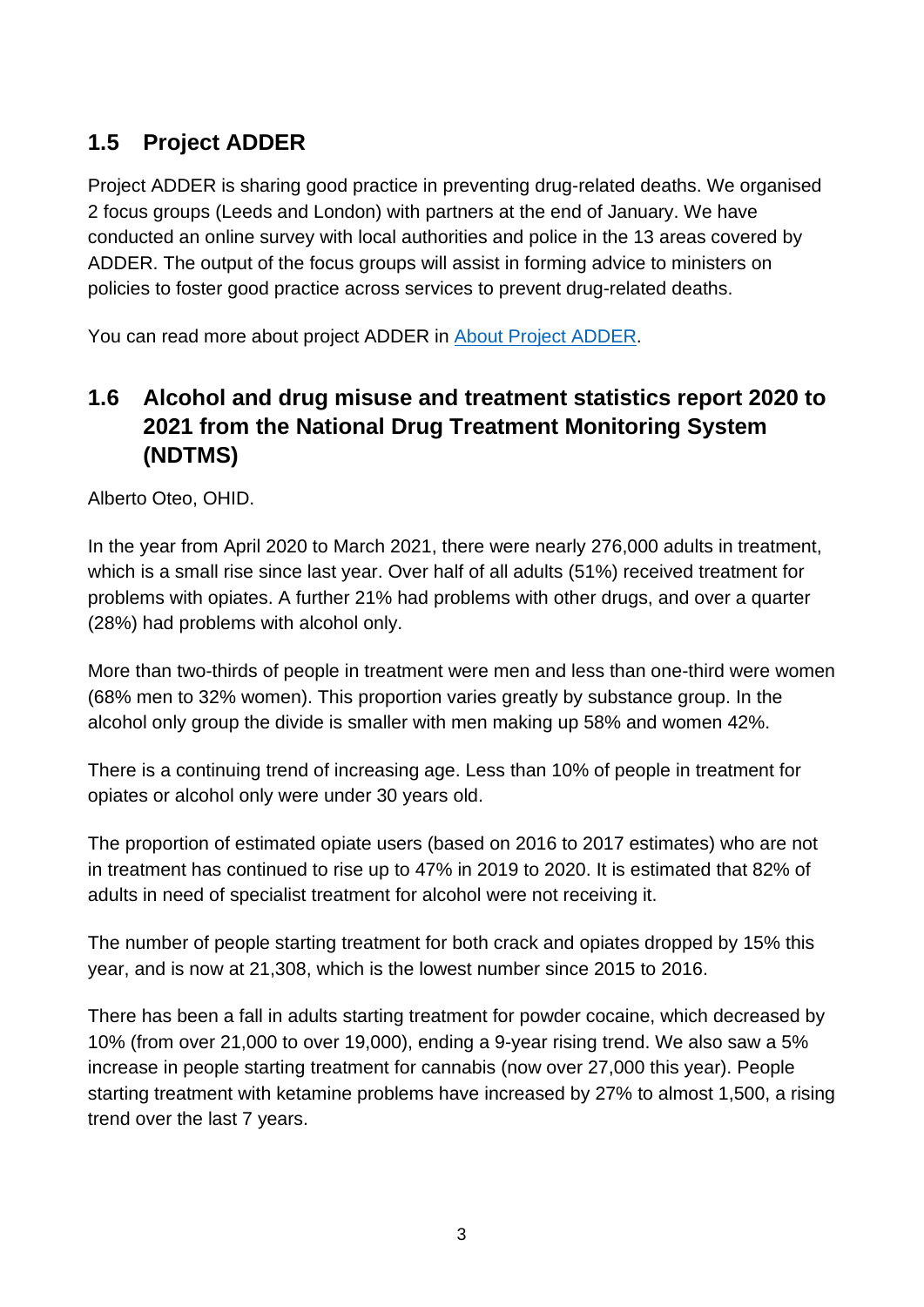## 1.5 Project ADDER

Project ADDER is sharing good practice in preventing drug-related deaths. We organised 2 focus groups (Leeds and London) with partners at the end of January. We have conducted an online survey with local authorities and police in the 13 areas covered by ADDER. The output of the focus groups will assist in forming advice to ministers on policies to foster good practice across services to prevent drug-related deaths.

You can read more about project ADDER in [About Project ADDER](About Project ADDER).

## 1.6 Alcohol and drug misuse and treatment statistics report 2020 to 2021 from the National Drug Treatment Monitoring System (NDTMS)

Alberto Oteo, OHID.

In the year from April 2020 to March 2021, there were nearly 276,000 adults in treatment, which is a small rise since last year. Over half of all adults (51%) received treatment for problems with opiates. A further 21% had problems with other drugs, and over a quarter (28%) had problems with alcohol only.

More than two-thirds of people in treatment were men and less than one-third were women (68% men to 32% women). This proportion varies greatly by substance group. In the alcohol only group the divide is smaller with men making up 58% and women 42%.

There is a continuing trend of increasing age. Less than 10% of people in treatment for opiates or alcohol only were under 30 years old.

The proportion of estimated opiate users (based on 2016 to 2017 estimates) who are not in treatment has continued to rise up to 47% in 2019 to 2020. It is estimated that 82% of adults in need of specialist treatment for alcohol were not receiving it.

The number of people starting treatment for both crack and opiates dropped by 15% this year, and is now at 21,308, which is the lowest number since 2015 to 2016.

There has been a fall in adults starting treatment for powder cocaine, which decreased by 10% (from over 21,000 to over 19,000), ending a 9-year rising trend. We also saw a 5% increase in people starting treatment for cannabis (now over 27,000 this year). People starting treatment with ketamine problems have increased by 27% to almost 1,500, a rising trend over the last 7 years.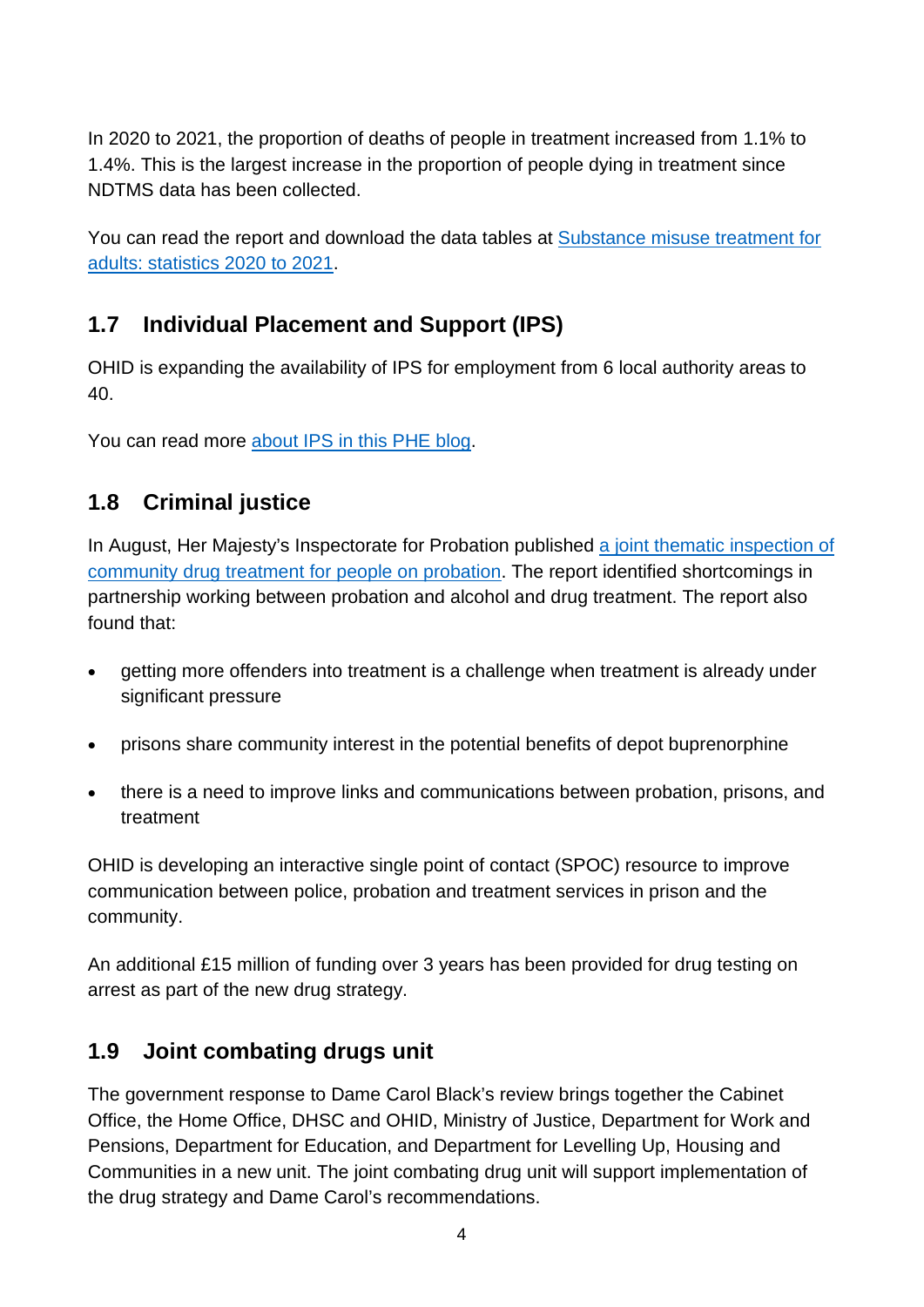In 2020 to 2021, the proportion of deaths of people in treatment increased from 1.1% to 1.4%. This is the largest increase in the proportion of people dying in treatment since NDTMS data has been collected.

You can read the report and download the data tables at [Substance misuse treatment for adults: statistics 2020 to 2021](#).

## 1.7 Individual Placement and Support (IPS)

OHID is expanding the availability of IPS for employment from 6 local authority areas to 40.

You can read more [about IPS in this PHE blog](#).

## 1.8 Criminal justice

In August, Her Majesty's Inspectorate for Probation published [a joint thematic inspection of community drug treatment for people on probation](#). The report identified shortcomings in partnership working between probation and alcohol and drug treatment. The report also found that:

- getting more offenders into treatment is a challenge when treatment is already under significant pressure
- prisons share community interest in the potential benefits of depot buprenorphine
- there is a need to improve links and communications between probation, prisons, and treatment

OHID is developing an interactive single point of contact (SPOC) resource to improve communication between police, probation and treatment services in prison and the community.

An additional £15 million of funding over 3 years has been provided for drug testing on arrest as part of the new drug strategy.

## 1.9 Joint combating drugs unit

The government response to Dame Carol Black's review brings together the Cabinet Office, the Home Office, DHSC and OHID, Ministry of Justice, Department for Work and Pensions, Department for Education, and Department for Levelling Up, Housing and Communities in a new unit. The joint combating drug unit will support implementation of the drug strategy and Dame Carol's recommendations.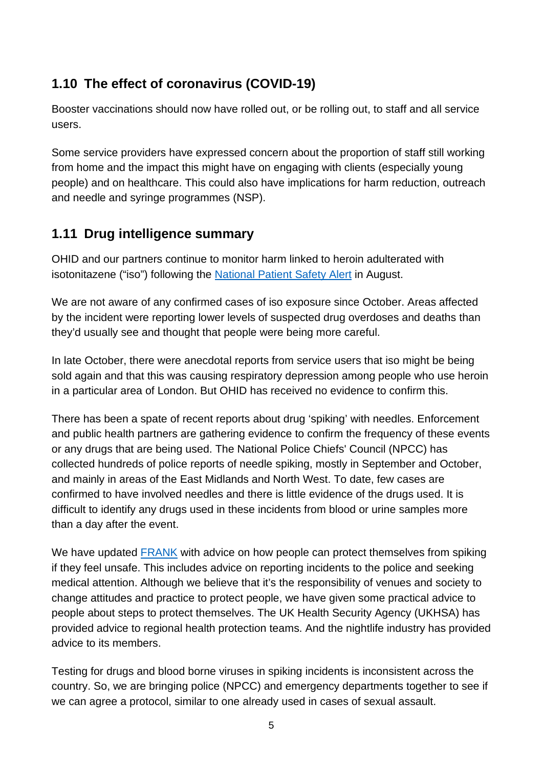## 1.10 The effect of coronavirus (COVID-19)

Booster vaccinations should now have rolled out, or be rolling out, to staff and all service users.

Some service providers have expressed concern about the proportion of staff still working from home and the impact this might have on engaging with clients (especially young people) and on healthcare. This could also have implications for harm reduction, outreach and needle and syringe programmes (NSP).

## 1.11 Drug intelligence summary

OHID and our partners continue to monitor harm linked to heroin adulterated with isotonitazene ("iso") following the [National Patient Safety Alert](#) in August.

We are not aware of any confirmed cases of iso exposure since October. Areas affected by the incident were reporting lower levels of suspected drug overdoses and deaths than they'd usually see and thought that people were being more careful.

In late October, there were anecdotal reports from service users that iso might be being sold again and that this was causing respiratory depression among people who use heroin in a particular area of London. But OHID has received no evidence to confirm this.

There has been a spate of recent reports about drug 'spiking' with needles. Enforcement and public health partners are gathering evidence to confirm the frequency of these events or any drugs that are being used. The National Police Chiefs' Council (NPCC) has collected hundreds of police reports of needle spiking, mostly in September and October, and mainly in areas of the East Midlands and North West. To date, few cases are confirmed to have involved needles and there is little evidence of the drugs used. It is difficult to identify any drugs used in these incidents from blood or urine samples more than a day after the event.

We have updated [FRANK](#) with advice on how people can protect themselves from spiking if they feel unsafe. This includes advice on reporting incidents to the police and seeking medical attention. Although we believe that it's the responsibility of venues and society to change attitudes and practice to protect people, we have given some practical advice to people about steps to protect themselves. The UK Health Security Agency (UKHSA) has provided advice to regional health protection teams. And the nightlife industry has provided advice to its members.

Testing for drugs and blood borne viruses in spiking incidents is inconsistent across the country. So, we are bringing police (NPCC) and emergency departments together to see if we can agree a protocol, similar to one already used in cases of sexual assault.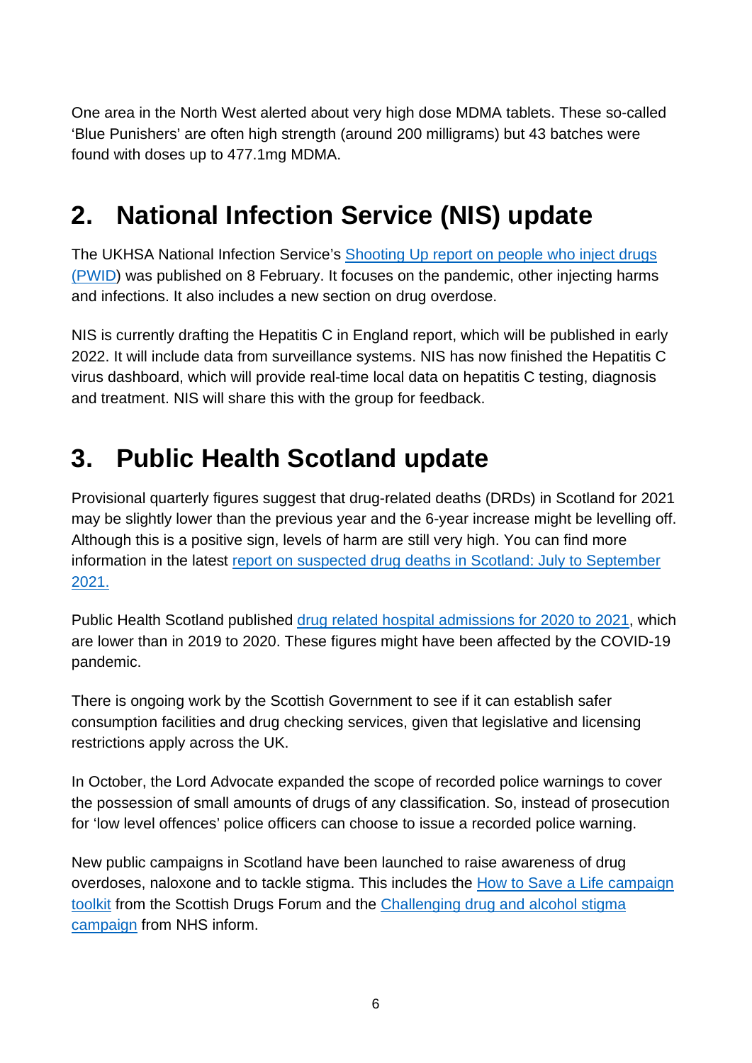One area in the North West alerted about very high dose MDMA tablets. These so-called ‘Blue Punishers’ are often high strength (around 200 milligrams) but 43 batches were found with doses up to 477.1mg MDMA.

## 2. National Infection Service (NIS) update

The UKHSA National Infection Service’s [Shooting Up report on people who inject drugs (PWID)]() was published on 8 February. It focuses on the pandemic, other injecting harms and infections. It also includes a new section on drug overdose.

NIS is currently drafting the Hepatitis C in England report, which will be published in early 2022. It will include data from surveillance systems. NIS has now finished the Hepatitis C virus dashboard, which will provide real-time local data on hepatitis C testing, diagnosis and treatment. NIS will share this with the group for feedback.

## 3. Public Health Scotland update

Provisional quarterly figures suggest that drug-related deaths (DRDs) in Scotland for 2021 may be slightly lower than the previous year and the 6-year increase might be levelling off. Although this is a positive sign, levels of harm are still very high. You can find more information in the latest [report on suspected drug deaths in Scotland: July to September 2021.]()

Public Health Scotland published [drug related hospital admissions for 2020 to 2021](), which are lower than in 2019 to 2020. These figures might have been affected by the COVID-19 pandemic.

There is ongoing work by the Scottish Government to see if it can establish safer consumption facilities and drug checking services, given that legislative and licensing restrictions apply across the UK.

In October, the Lord Advocate expanded the scope of recorded police warnings to cover the possession of small amounts of drugs of any classification. So, instead of prosecution for ‘low level offences’ police officers can choose to issue a recorded police warning.

New public campaigns in Scotland have been launched to raise awareness of drug overdoses, naloxone and to tackle stigma. This includes the [How to Save a Life campaign toolkit]() from the Scottish Drugs Forum and the [Challenging drug and alcohol stigma campaign]() from NHS inform.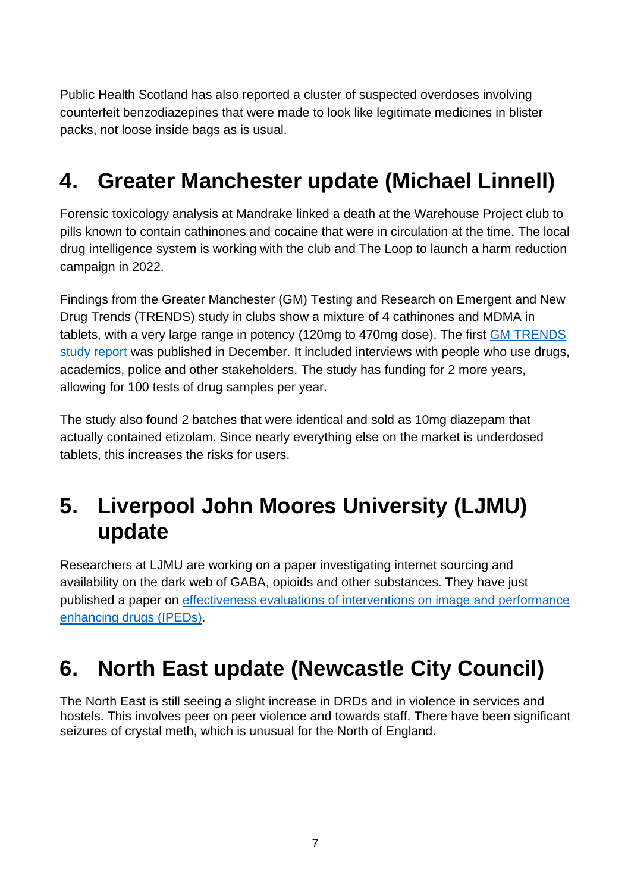Public Health Scotland has also reported a cluster of suspected overdoses involving counterfeit benzodiazepines that were made to look like legitimate medicines in blister packs, not loose inside bags as is usual.

## 4. Greater Manchester update (Michael Linnell)

Forensic toxicology analysis at Mandrake linked a death at the Warehouse Project club to pills known to contain cathinones and cocaine that were in circulation at the time. The local drug intelligence system is working with the club and The Loop to launch a harm reduction campaign in 2022.

Findings from the Greater Manchester (GM) Testing and Research on Emergent and New Drug Trends (TRENDS) study in clubs show a mixture of 4 cathinones and MDMA in tablets, with a very large range in potency (120mg to 470mg dose). The first [GM TRENDS study report]() was published in December. It included interviews with people who use drugs, academics, police and other stakeholders. The study has funding for 2 more years, allowing for 100 tests of drug samples per year.

The study also found 2 batches that were identical and sold as 10mg diazepam that actually contained etizolam. Since nearly everything else on the market is underdosed tablets, this increases the risks for users.

## 5. Liverpool John Moores University (LJMU) update

Researchers at LJMU are working on a paper investigating internet sourcing and availability on the dark web of GABA, opioids and other substances. They have just published a paper on [effectiveness evaluations of interventions on image and performance enhancing drugs (IPEDs)]().

## 6. North East update (Newcastle City Council)

The North East is still seeing a slight increase in DRDs and in violence in services and hostels. This involves peer on peer violence and towards staff. There have been significant seizures of crystal meth, which is unusual for the North of England.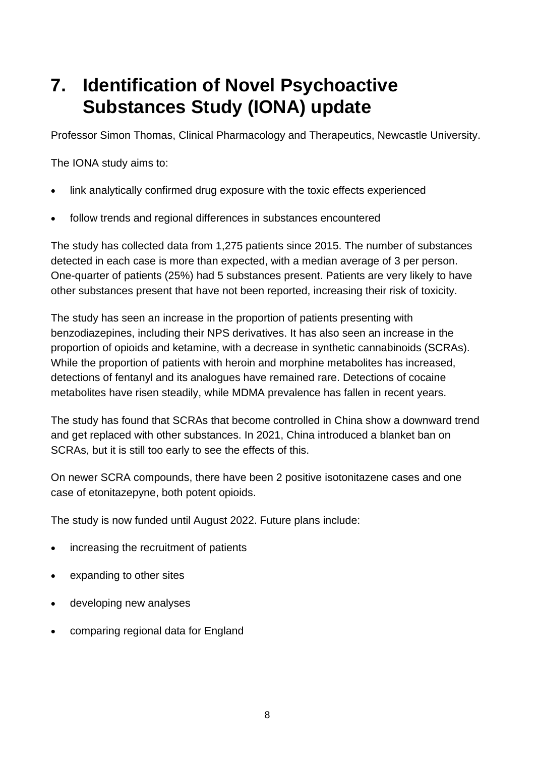# 7. Identification of Novel Psychoactive Substances Study (IONA) update

Professor Simon Thomas, Clinical Pharmacology and Therapeutics, Newcastle University.

The IONA study aims to:

- link analytically confirmed drug exposure with the toxic effects experienced
- follow trends and regional differences in substances encountered

The study has collected data from 1,275 patients since 2015. The number of substances detected in each case is more than expected, with a median average of 3 per person. One-quarter of patients (25%) had 5 substances present. Patients are very likely to have other substances present that have not been reported, increasing their risk of toxicity.

The study has seen an increase in the proportion of patients presenting with benzodiazepines, including their NPS derivatives. It has also seen an increase in the proportion of opioids and ketamine, with a decrease in synthetic cannabinoids (SCRAs). While the proportion of patients with heroin and morphine metabolites has increased, detections of fentanyl and its analogues have remained rare. Detections of cocaine metabolites have risen steadily, while MDMA prevalence has fallen in recent years.

The study has found that SCRAs that become controlled in China show a downward trend and get replaced with other substances. In 2021, China introduced a blanket ban on SCRAs, but it is still too early to see the effects of this.

On newer SCRA compounds, there have been 2 positive isotonitazene cases and one case of etonitazepyne, both potent opioids.

The study is now funded until August 2022. Future plans include:

- increasing the recruitment of patients
- expanding to other sites
- developing new analyses
- comparing regional data for England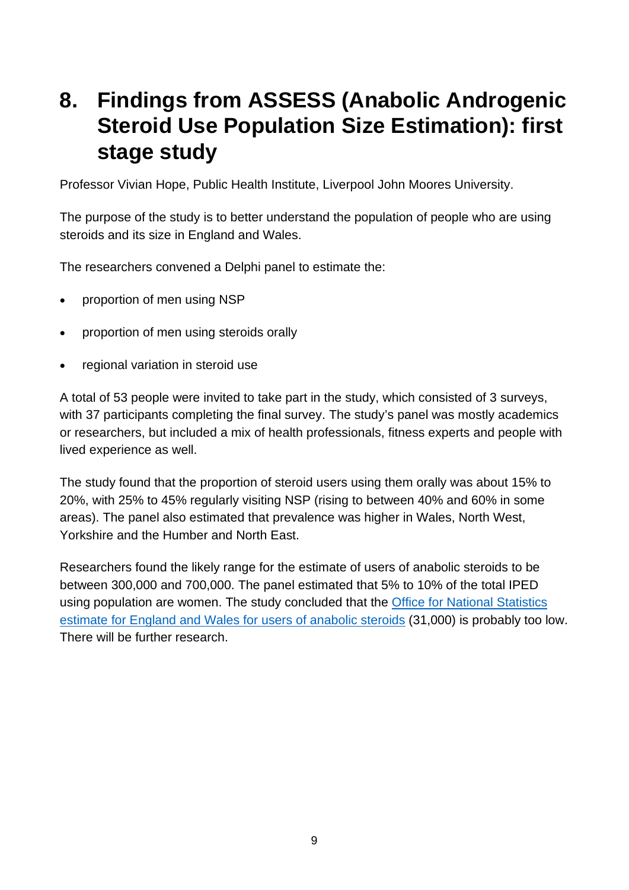# 8. Findings from ASSESS (Anabolic Androgenic Steroid Use Population Size Estimation): first stage study

Professor Vivian Hope, Public Health Institute, Liverpool John Moores University.

The purpose of the study is to better understand the population of people who are using steroids and its size in England and Wales.

The researchers convened a Delphi panel to estimate the:

- proportion of men using NSP
- proportion of men using steroids orally
- regional variation in steroid use

A total of 53 people were invited to take part in the study, which consisted of 3 surveys, with 37 participants completing the final survey. The study's panel was mostly academics or researchers, but included a mix of health professionals, fitness experts and people with lived experience as well.

The study found that the proportion of steroid users using them orally was about 15% to 20%, with 25% to 45% regularly visiting NSP (rising to between 40% and 60% in some areas). The panel also estimated that prevalence was higher in Wales, North West, Yorkshire and the Humber and North East.

Researchers found the likely range for the estimate of users of anabolic steroids to be between 300,000 and 700,000. The panel estimated that 5% to 10% of the total IPED using population are women. The study concluded that the [Office for National Statistics estimate for England and Wales for users of anabolic steroids]() (31,000) is probably too low. There will be further research.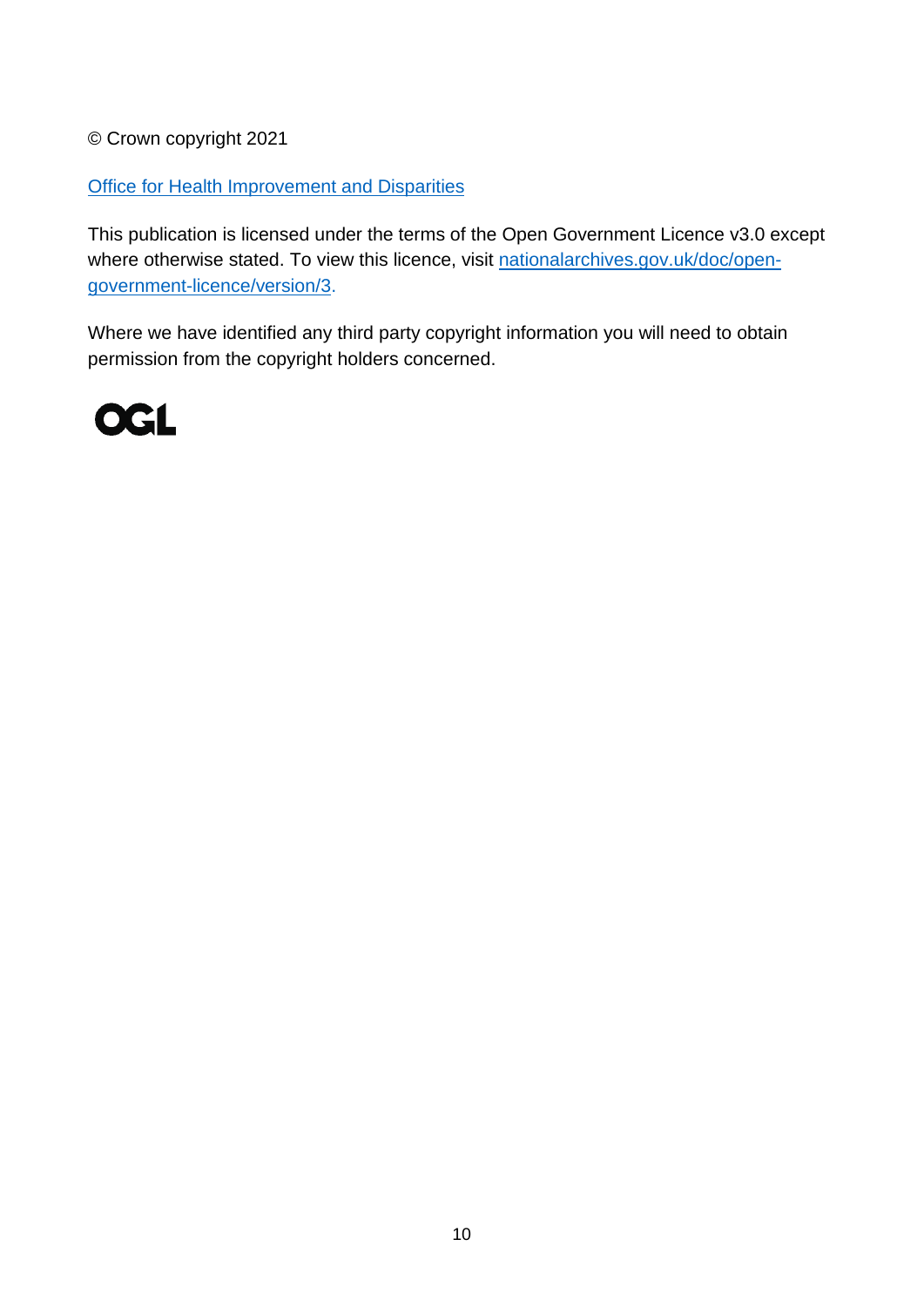© Crown copyright 2021

[Office for Health Improvement and Disparities](https://www.gov.uk/government/organisations/office-for-health-improvement-and-disparities)

This publication is licensed under the terms of the Open Government Licence v3.0 except where otherwise stated. To view this licence, visit [nationalarchives.gov.uk/doc/open-government-licence/version/3](https://www.nationalarchives.gov.uk/doc/open-government-licence/version/3/).

Where we have identified any third party copyright information you will need to obtain permission from the copyright holders concerned.

OGL